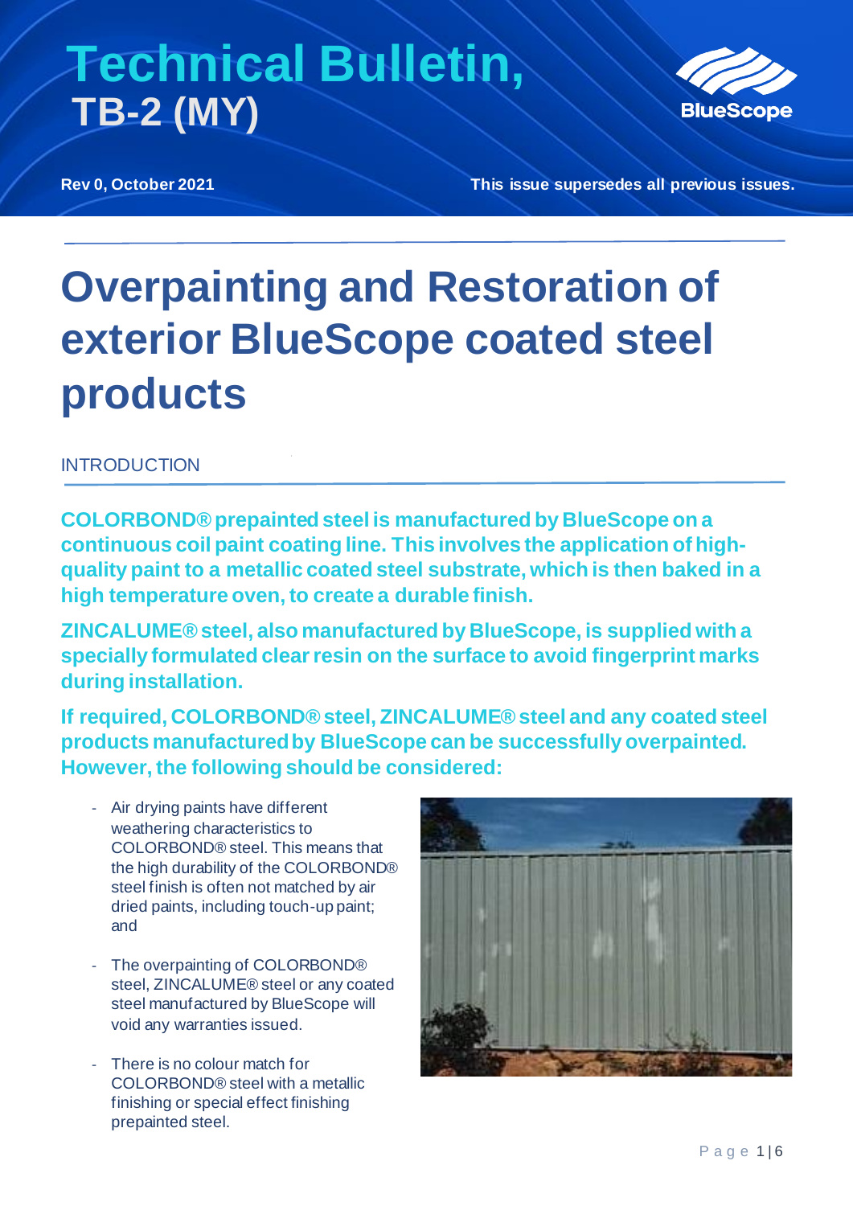# Technical Bulletin, TB-2 (MY)

**Rev 0, October 2021**

**This issue supersedes all previous issues.**

# Overpainting and Restoration of exterior BlueScope coated steel products

## INTRODUCTION

**COLORBOND® prepainted steel is manufactured by BlueScope on a continuous coil paint coating line. This involves the application of high-quality paint to a metallic coated steel substrate, which is then baked in a high temperature oven, to create a durable finish.**

**ZINCALUME® steel, also manufactured by BlueScope, is supplied with a specially formulated clear resin on the surface to avoid fingerprint marks during installation.**

**If required, COLORBOND® steel, ZINCALUME® steel and any coated steel products manufactured by BlueScope can be successfully overpainted. However, the following should be considered:**

- Air drying paints have different weathering characteristics to COLORBOND® steel. This means that the high durability of the COLORBOND® steel finish is often not matched by air dried paints, including touch-up paint; and
- The overpainting of COLORBOND® steel, ZINCALUME® steel or any coated steel manufactured by BlueScope will void any warranties issued.
- There is no colour match for COLORBOND® steel with a metallic finishing or special effect finishing prepainted steel.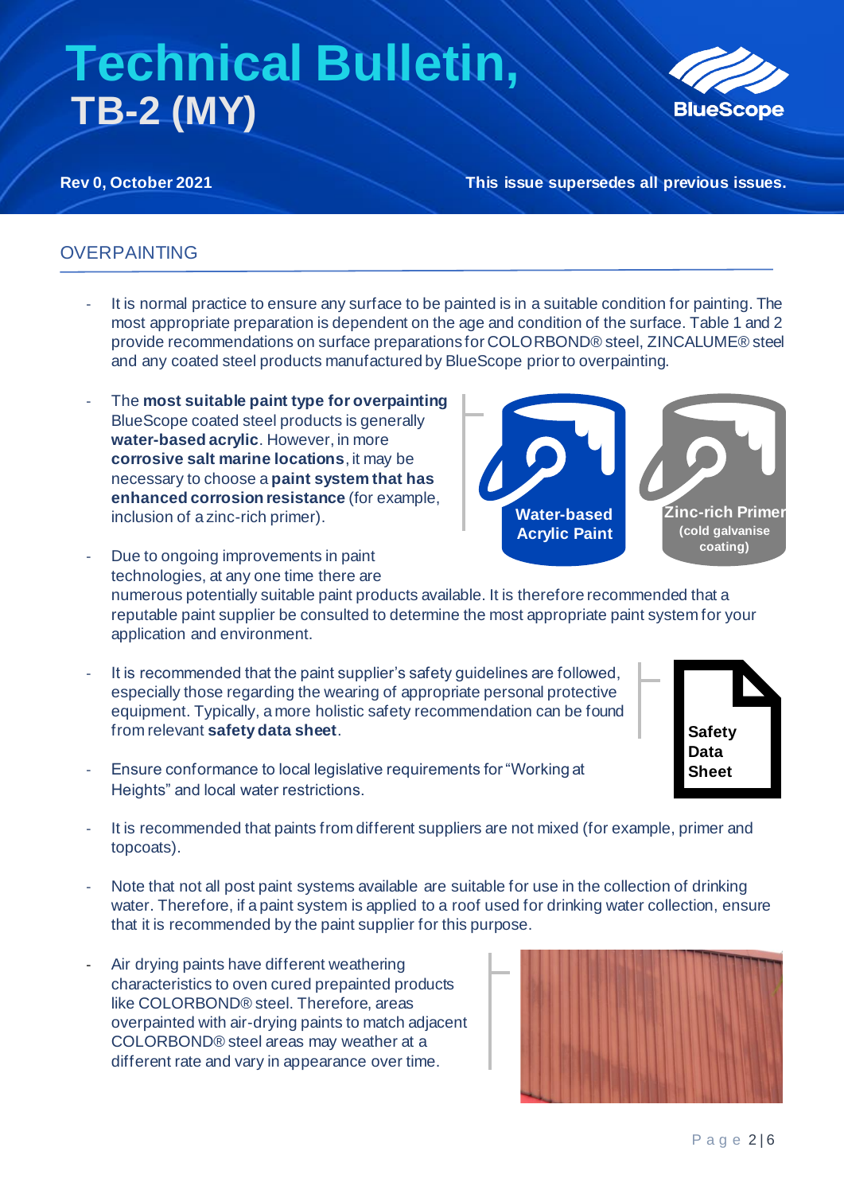# Technical Bulletin, TB-2 (MY)

**Rev 0, October 2021**

**This issue supersedes all previous issues.**

## OVERPAINTING

- It is normal practice to ensure any surface to be painted is in a suitable condition for painting. The most appropriate preparation is dependent on the age and condition of the surface. Table 1 and 2 provide recommendations on surface preparations for COLORBOND® steel, ZINCALUME® steel and any coated steel products manufactured by BlueScope prior to overpainting.
- The **most suitable paint type for overpainting** BlueScope coated steel products is generally **water-based acrylic**. However, in more **corrosive salt marine locations**, it may be necessary to choose a **paint system that has enhanced corrosion resistance** (for example, inclusion of a zinc-rich primer).

Water-based Acrylic Paint

Zinc-rich Primer (cold galvanise coating)

- Due to ongoing improvements in paint technologies, at any one time there are numerous potentially suitable paint products available. It is therefore recommended that a reputable paint supplier be consulted to determine the most appropriate paint system for your application and environment.
- It is recommended that the paint supplier's safety guidelines are followed, especially those regarding the wearing of appropriate personal protective equipment. Typically, a more holistic safety recommendation can be found from relevant **safety data sheet**.

Safety Data Sheet

- Ensure conformance to local legislative requirements for "Working at Heights" and local water restrictions.
- It is recommended that paints from different suppliers are not mixed (for example, primer and topcoats).
- Note that not all post paint systems available are suitable for use in the collection of drinking water. Therefore, if a paint system is applied to a roof used for drinking water collection, ensure that it is recommended by the paint supplier for this purpose.
- Air drying paints have different weathering characteristics to oven cured prepainted products like COLORBOND® steel. Therefore, areas overpainted with air-drying paints to match adjacent COLORBOND® steel areas may weather at a different rate and vary in appearance over time.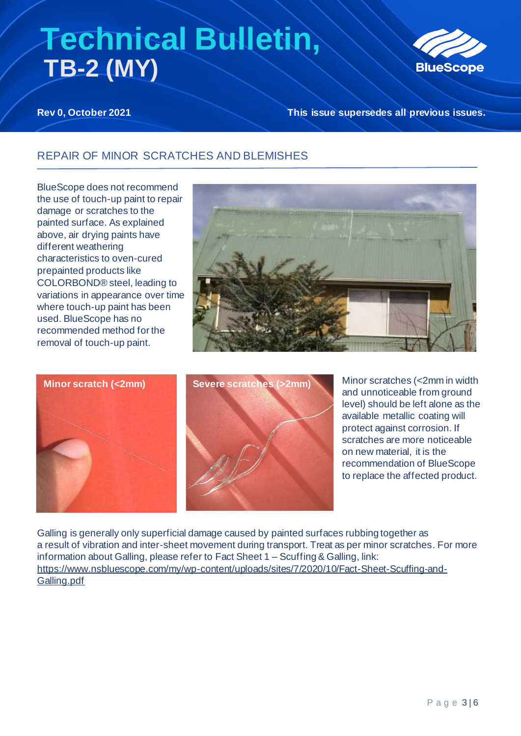# Technical Bulletin, TB-2 (MY)

**Rev 0, October 2021** — **This issue supersedes all previous issues.**

## REPAIR OF MINOR SCRATCHES AND BLEMISHES

BlueScope does not recommend the use of touch-up paint to repair damage or scratches to the painted surface. As explained above, air drying paints have different weathering characteristics to oven-cured prepainted products like COLORBOND® steel, leading to variations in appearance over time where touch-up paint has been used. BlueScope has no recommended method for the removal of touch-up paint.

**Minor scratch (<2mm)**

**Severe scratches (>2mm)**

Minor scratches (<2mm in width and unnoticeable from ground level) should be left alone as the available metallic coating will protect against corrosion. If scratches are more noticeable on new material, it is the recommendation of BlueScope to replace the affected product.

Galling is generally only superficial damage caused by painted surfaces rubbing together as a result of vibration and inter-sheet movement during transport. Treat as per minor scratches. For more information about Galling, please refer to Fact Sheet 1 – Scuffing & Galling, link: https://www.nsbluescope.com/my/wp-content/uploads/sites/7/2020/10/Fact-Sheet-Scuffing-and-Galling.pdf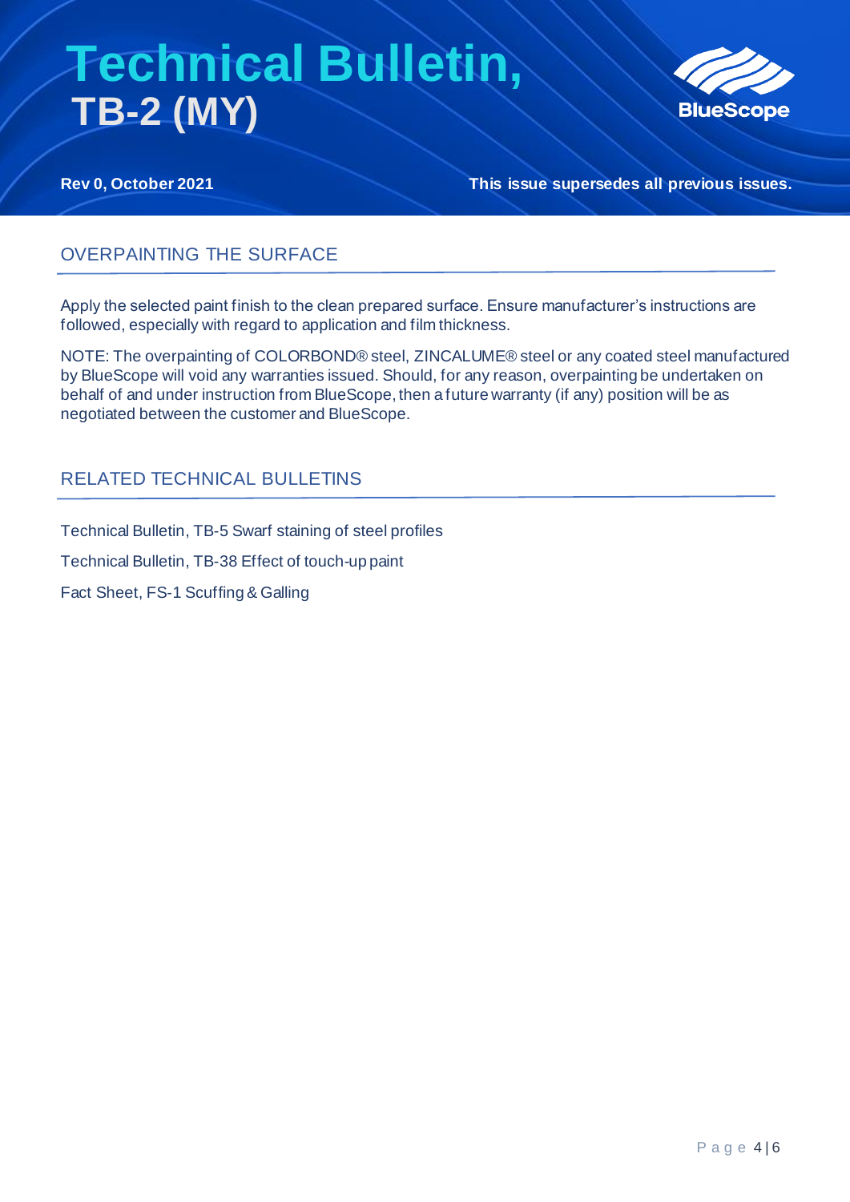# Technical Bulletin, TB-2 (MY)

**Rev 0, October 2021** **This issue supersedes all previous issues.**

## OVERPAINTING THE SURFACE

Apply the selected paint finish to the clean prepared surface. Ensure manufacturer's instructions are followed, especially with regard to application and film thickness.

NOTE: The overpainting of COLORBOND® steel, ZINCALUME® steel or any coated steel manufactured by BlueScope will void any warranties issued. Should, for any reason, overpainting be undertaken on behalf of and under instruction from BlueScope, then a future warranty (if any) position will be as negotiated between the customer and BlueScope.

## RELATED TECHNICAL BULLETINS

Technical Bulletin, TB-5 Swarf staining of steel profiles

Technical Bulletin, TB-38 Effect of touch-up paint

Fact Sheet, FS-1 Scuffing & Galling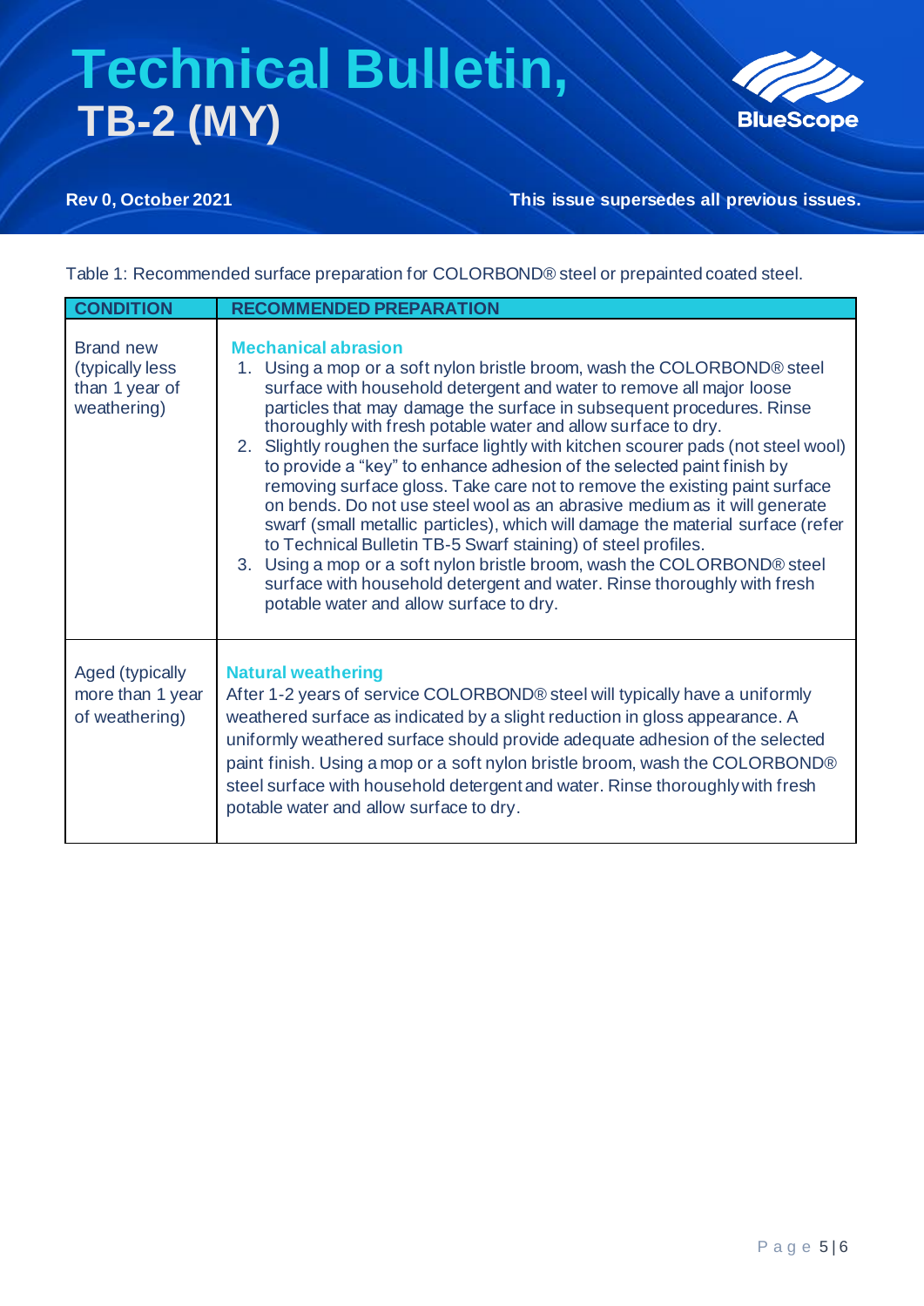Table 1: Recommended surface preparation for COLORBOND® steel or prepainted coated steel.

| CONDITION | RECOMMENDED PREPARATION |
|---|---|
| Brand new (typically less than 1 year of weathering) | **Mechanical abrasion**<br>1. Using a mop or a soft nylon bristle broom, wash the COLORBOND® steel surface with household detergent and water to remove all major loose particles that may damage the surface in subsequent procedures. Rinse thoroughly with fresh potable water and allow surface to dry.<br>2. Slightly roughen the surface lightly with kitchen scourer pads (not steel wool) to provide a "key" to enhance adhesion of the selected paint finish by removing surface gloss. Take care not to remove the existing paint surface on bends. Do not use steel wool as an abrasive medium as it will generate swarf (small metallic particles), which will damage the material surface (refer to Technical Bulletin TB-5 Swarf staining) of steel profiles.<br>3. Using a mop or a soft nylon bristle broom, wash the COLORBOND® steel surface with household detergent and water. Rinse thoroughly with fresh potable water and allow surface to dry. |
| Aged (typically more than 1 year of weathering) | **Natural weathering**<br>After 1-2 years of service COLORBOND® steel will typically have a uniformly weathered surface as indicated by a slight reduction in gloss appearance. A uniformly weathered surface should provide adequate adhesion of the selected paint finish. Using a mop or a soft nylon bristle broom, wash the COLORBOND® steel surface with household detergent and water. Rinse thoroughly with fresh potable water and allow surface to dry. |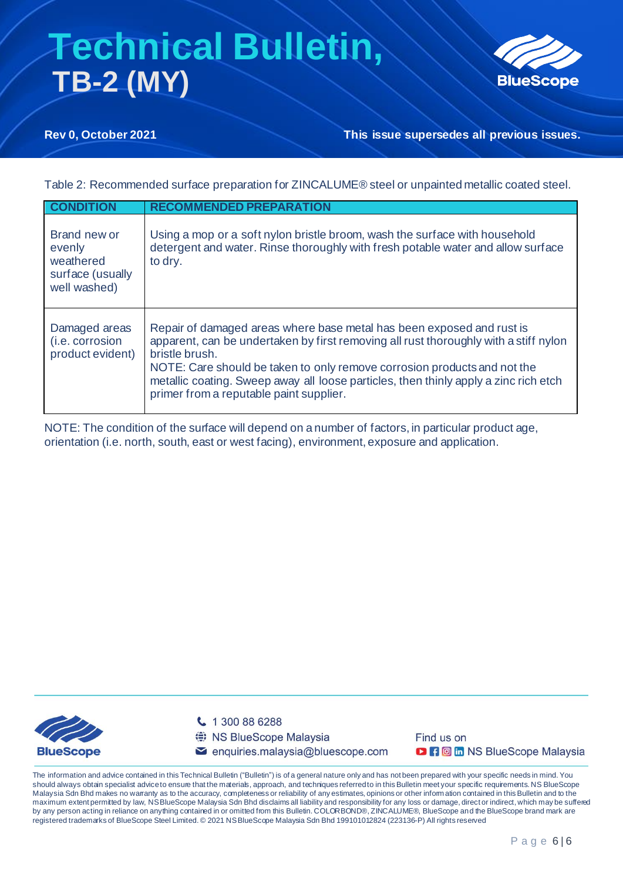Table 2: Recommended surface preparation for ZINCALUME® steel or unpainted metallic coated steel.

| CONDITION | RECOMMENDED PREPARATION |
|---|---|
| Brand new or evenly weathered surface (usually well washed) | Using a mop or a soft nylon bristle broom, wash the surface with household detergent and water. Rinse thoroughly with fresh potable water and allow surface to dry. |
| Damaged areas (i.e. corrosion product evident) | Repair of damaged areas where base metal has been exposed and rust is apparent, can be undertaken by first removing all rust thoroughly with a stiff nylon bristle brush.<br>NOTE: Care should be taken to only remove corrosion products and not the metallic coating. Sweep away all loose particles, then thinly apply a zinc rich etch primer from a reputable paint supplier. |

NOTE: The condition of the surface will depend on a number of factors, in particular product age, orientation (i.e. north, south, east or west facing), environment, exposure and application.

1 300 88 6288
NS BlueScope Malaysia
enquiries.malaysia@bluescope.com

Find us on NS BlueScope Malaysia

The information and advice contained in this Technical Bulletin ("Bulletin") is of a general nature only and has not been prepared with your specific needs in mind. You should always obtain specialist advice to ensure that the materials, approach, and techniques referred to in this Bulletin meet your specific requirements. NS BlueScope Malaysia Sdn Bhd makes no warranty as to the accuracy, completeness or reliability of any estimates, opinions or other information contained in this Bulletin and to the maximum extent permitted by law, NS BlueScope Malaysia Sdn Bhd disclaims all liability and responsibility for any loss or damage, direct or indirect, which may be suffered by any person acting in reliance on anything contained in or omitted from this Bulletin. COLORBOND®, ZINCALUME®, BlueScope and the BlueScope brand mark are registered trademarks of BlueScope Steel Limited. © 2021 NS BlueScope Malaysia Sdn Bhd 199101012824 (223136-P) All rights reserved